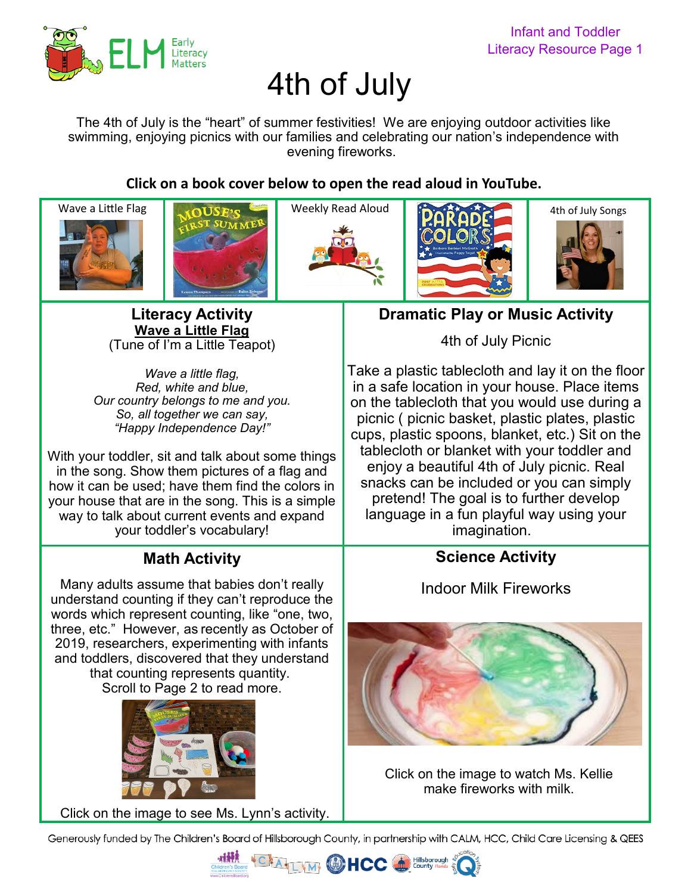Infant and Toddler
Literacy Resource Page 1

# 4th of July

The 4th of July is the "heart" of summer festivities! We are enjoying outdoor activities like swimming, enjoying picnics with our families and celebrating our nation's independence with evening fireworks.

**Click on a book cover below to open the read aloud in YouTube.**

| Wave a Little Flag | | Weekly Read Aloud | | 4th of July Songs |
|---|---|---|---|---|

## Literacy Activity

**Wave a Little Flag**

(Tune of I'm a Little Teapot)

*Wave a little flag,*
*Red, white and blue,*
*Our country belongs to me and you.*
*So, all together we can say,*
*"Happy Independence Day!"*

With your toddler, sit and talk about some things in the song. Show them pictures of a flag and how it can be used; have them find the colors in your house that are in the song. This is a simple way to talk about current events and expand your toddler's vocabulary!

## Dramatic Play or Music Activity

4th of July Picnic

Take a plastic tablecloth and lay it on the floor in a safe location in your house. Place items on the tablecloth that you would use during a picnic ( picnic basket, plastic plates, plastic cups, plastic spoons, blanket, etc.) Sit on the tablecloth or blanket with your toddler and enjoy a beautiful 4th of July picnic. Real snacks can be included or you can simply pretend! The goal is to further develop language in a fun playful way using your imagination.

## Math Activity

Many adults assume that babies don't really understand counting if they can't reproduce the words which represent counting, like "one, two, three, etc." However, as recently as October of 2019, researchers, experimenting with infants and toddlers, discovered that they understand that counting represents quantity. Scroll to Page 2 to read more.

Click on the image to see Ms. Lynn's activity.

## Science Activity

Indoor Milk Fireworks

Click on the image to watch Ms. Kellie make fireworks with milk.

Generously funded by The Children's Board of Hillsborough County, in partnership with CALM, HCC, Child Care Licensing & QEES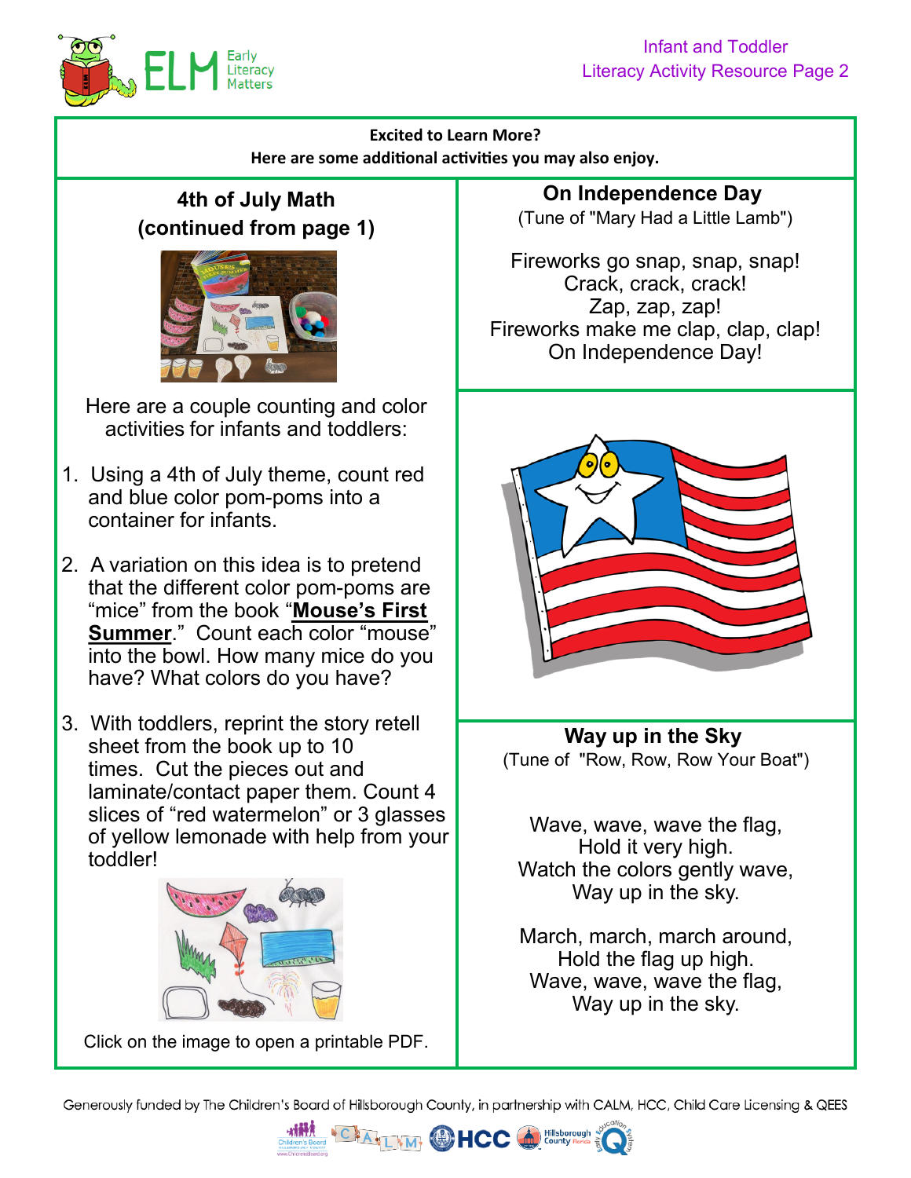**Excited to Learn More?**
**Here are some additional activities you may also enjoy.**

## 4th of July Math (continued from page 1)

Here are a couple counting and color activities for infants and toddlers:

1. Using a 4th of July theme, count red and blue color pom-poms into a container for infants.
2. A variation on this idea is to pretend that the different color pom-poms are "mice" from the book "**Mouse's First Summer**." Count each color "mouse" into the bowl. How many mice do you have? What colors do you have?
3. With toddlers, reprint the story retell sheet from the book up to 10 times. Cut the pieces out and laminate/contact paper them. Count 4 slices of "red watermelon" or 3 glasses of yellow lemonade with help from your toddler!

Click on the image to open a printable PDF.

## On Independence Day

(Tune of "Mary Had a Little Lamb")

Fireworks go snap, snap, snap!
Crack, crack, crack!
Zap, zap, zap!
Fireworks make me clap, clap, clap!
On Independence Day!

## Way up in the Sky

(Tune of "Row, Row, Row Your Boat")

Wave, wave, wave the flag,
Hold it very high.
Watch the colors gently wave,
Way up in the sky.

March, march, march around,
Hold the flag up high.
Wave, wave, wave the flag,
Way up in the sky.

Generously funded by The Children's Board of Hillsborough County, in partnership with CALM, HCC, Child Care Licensing & QEES